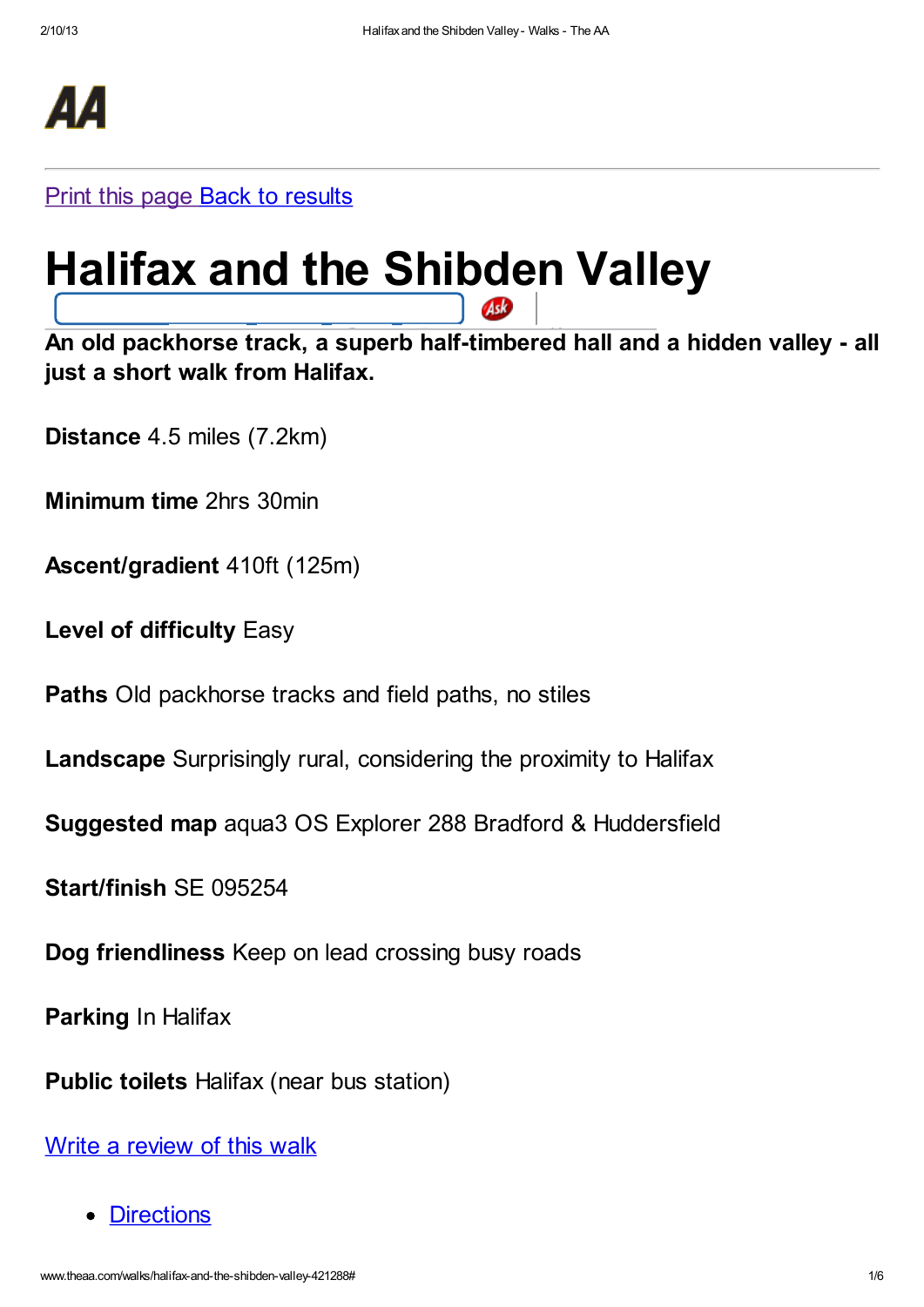AA

Print this page Back to results

# Halifax and the Shibden Valley

**An old packhorse track, a superb half-timbered hall and a hidden valley - all just a short walk from Halifax.**

**Distance** 4.5 miles (7.2km)

**Minimum time** 2hrs 30min

**Ascent/gradient** 410ft (125m)

**Level of difficulty** Easy

**Paths** Old packhorse tracks and field paths, no stiles

**Landscape** Surprisingly rural, considering the proximity to Halifax

**Suggested map** aqua3 OS Explorer 288 Bradford & Huddersfield

**Start/finish** SE 095254

**Dog friendliness** Keep on lead crossing busy roads

**Parking** In Halifax

**Public toilets** Halifax (near bus station)

Write a review of this walk

- Directions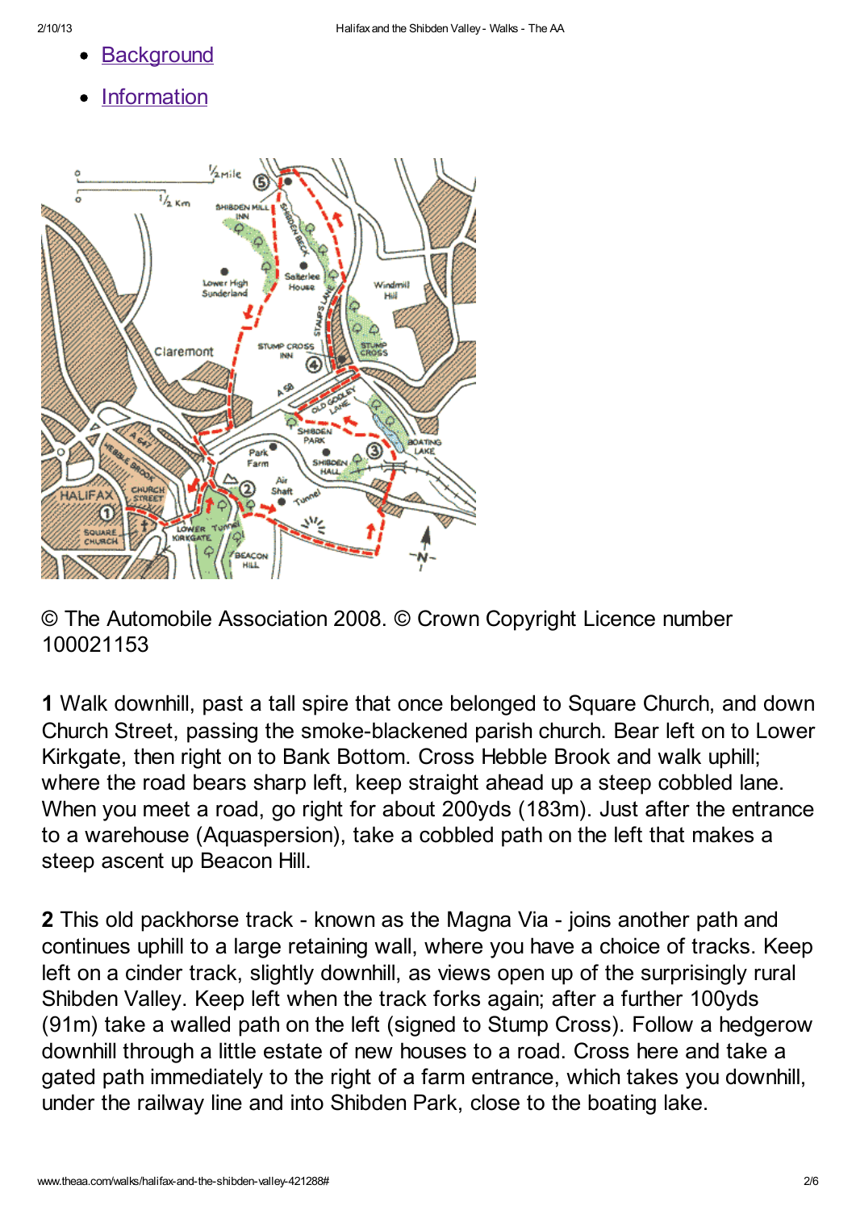- Background
- Information

© The Automobile Association 2008. © Crown Copyright Licence number 100021153

**1** Walk downhill, past a tall spire that once belonged to Square Church, and down Church Street, passing the smoke-blackened parish church. Bear left on to Lower Kirkgate, then right on to Bank Bottom. Cross Hebble Brook and walk uphill; where the road bears sharp left, keep straight ahead up a steep cobbled lane. When you meet a road, go right for about 200yds (183m). Just after the entrance to a warehouse (Aquaspersion), take a cobbled path on the left that makes a steep ascent up Beacon Hill.

**2** This old packhorse track - known as the Magna Via - joins another path and continues uphill to a large retaining wall, where you have a choice of tracks. Keep left on a cinder track, slightly downhill, as views open up of the surprisingly rural Shibden Valley. Keep left when the track forks again; after a further 100yds (91m) take a walled path on the left (signed to Stump Cross). Follow a hedgerow downhill through a little estate of new houses to a road. Cross here and take a gated path immediately to the right of a farm entrance, which takes you downhill, under the railway line and into Shibden Park, close to the boating lake.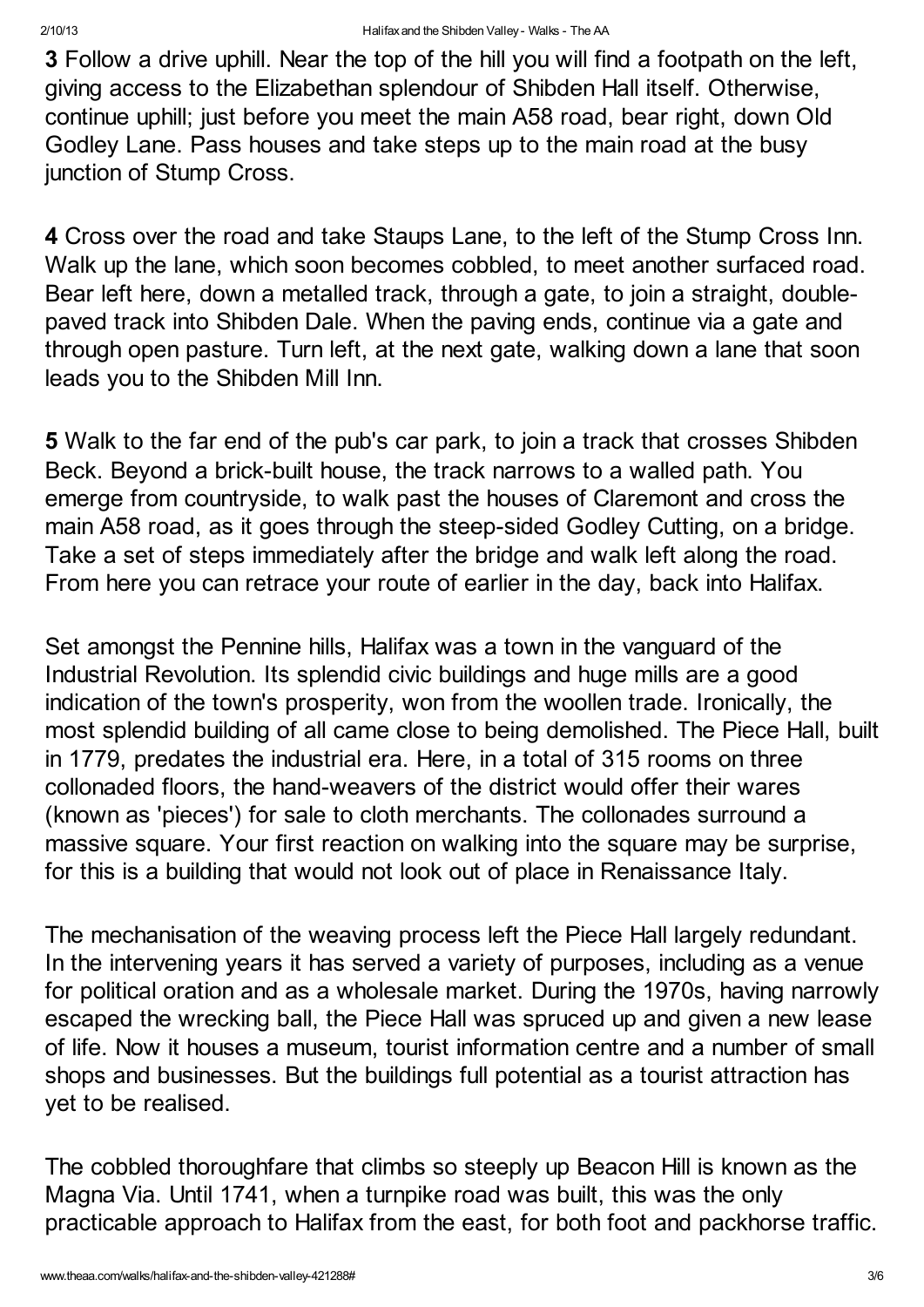**3** Follow a drive uphill. Near the top of the hill you will find a footpath on the left, giving access to the Elizabethan splendour of Shibden Hall itself. Otherwise, continue uphill; just before you meet the main A58 road, bear right, down Old Godley Lane. Pass houses and take steps up to the main road at the busy junction of Stump Cross.

**4** Cross over the road and take Staups Lane, to the left of the Stump Cross Inn. Walk up the lane, which soon becomes cobbled, to meet another surfaced road. Bear left here, down a metalled track, through a gate, to join a straight, double-paved track into Shibden Dale. When the paving ends, continue via a gate and through open pasture. Turn left, at the next gate, walking down a lane that soon leads you to the Shibden Mill Inn.

**5** Walk to the far end of the pub's car park, to join a track that crosses Shibden Beck. Beyond a brick-built house, the track narrows to a walled path. You emerge from countryside, to walk past the houses of Claremont and cross the main A58 road, as it goes through the steep-sided Godley Cutting, on a bridge. Take a set of steps immediately after the bridge and walk left along the road. From here you can retrace your route of earlier in the day, back into Halifax.

Set amongst the Pennine hills, Halifax was a town in the vanguard of the Industrial Revolution. Its splendid civic buildings and huge mills are a good indication of the town's prosperity, won from the woollen trade. Ironically, the most splendid building of all came close to being demolished. The Piece Hall, built in 1779, predates the industrial era. Here, in a total of 315 rooms on three collonaded floors, the hand-weavers of the district would offer their wares (known as 'pieces') for sale to cloth merchants. The collonades surround a massive square. Your first reaction on walking into the square may be surprise, for this is a building that would not look out of place in Renaissance Italy.

The mechanisation of the weaving process left the Piece Hall largely redundant. In the intervening years it has served a variety of purposes, including as a venue for political oration and as a wholesale market. During the 1970s, having narrowly escaped the wrecking ball, the Piece Hall was spruced up and given a new lease of life. Now it houses a museum, tourist information centre and a number of small shops and businesses. But the buildings full potential as a tourist attraction has yet to be realised.

The cobbled thoroughfare that climbs so steeply up Beacon Hill is known as the Magna Via. Until 1741, when a turnpike road was built, this was the only practicable approach to Halifax from the east, for both foot and packhorse traffic.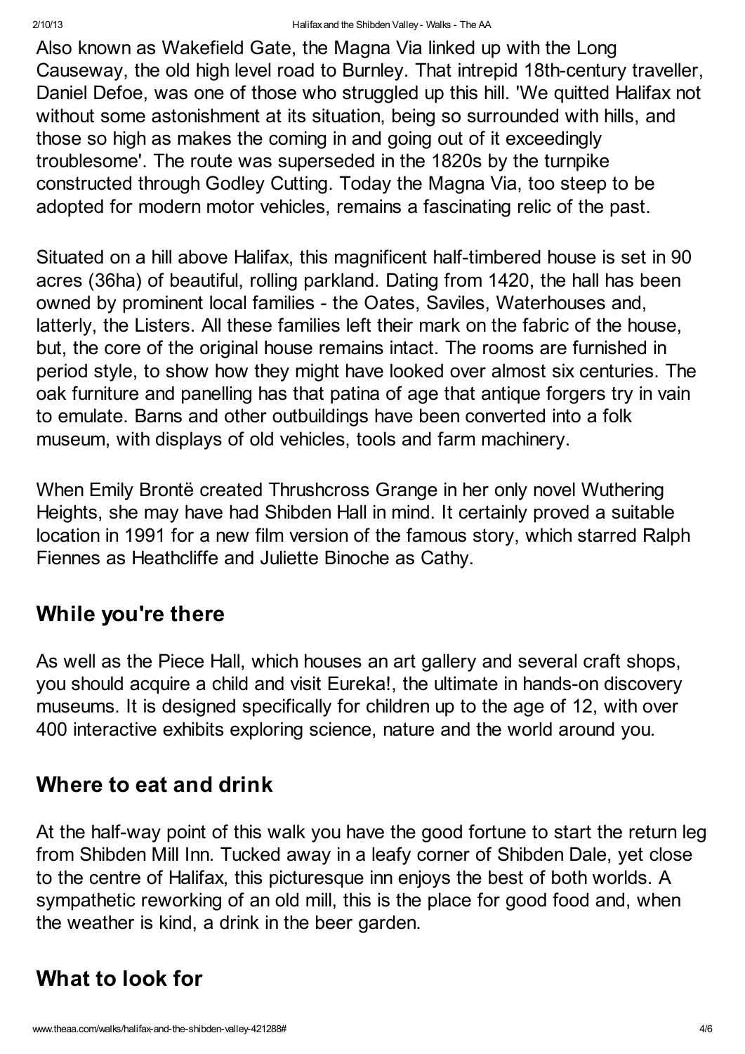Also known as Wakefield Gate, the Magna Via linked up with the Long Causeway, the old high level road to Burnley. That intrepid 18th-century traveller, Daniel Defoe, was one of those who struggled up this hill. 'We quitted Halifax not without some astonishment at its situation, being so surrounded with hills, and those so high as makes the coming in and going out of it exceedingly troublesome'. The route was superseded in the 1820s by the turnpike constructed through Godley Cutting. Today the Magna Via, too steep to be adopted for modern motor vehicles, remains a fascinating relic of the past.

Situated on a hill above Halifax, this magnificent half-timbered house is set in 90 acres (36ha) of beautiful, rolling parkland. Dating from 1420, the hall has been owned by prominent local families - the Oates, Saviles, Waterhouses and, latterly, the Listers. All these families left their mark on the fabric of the house, but, the core of the original house remains intact. The rooms are furnished in period style, to show how they might have looked over almost six centuries. The oak furniture and panelling has that patina of age that antique forgers try in vain to emulate. Barns and other outbuildings have been converted into a folk museum, with displays of old vehicles, tools and farm machinery.

When Emily Brontë created Thrushcross Grange in her only novel Wuthering Heights, she may have had Shibden Hall in mind. It certainly proved a suitable location in 1991 for a new film version of the famous story, which starred Ralph Fiennes as Heathcliffe and Juliette Binoche as Cathy.

## While you're there

As well as the Piece Hall, which houses an art gallery and several craft shops, you should acquire a child and visit Eureka!, the ultimate in hands-on discovery museums. It is designed specifically for children up to the age of 12, with over 400 interactive exhibits exploring science, nature and the world around you.

## Where to eat and drink

At the half-way point of this walk you have the good fortune to start the return leg from Shibden Mill Inn. Tucked away in a leafy corner of Shibden Dale, yet close to the centre of Halifax, this picturesque inn enjoys the best of both worlds. A sympathetic reworking of an old mill, this is the place for good food and, when the weather is kind, a drink in the beer garden.

## What to look for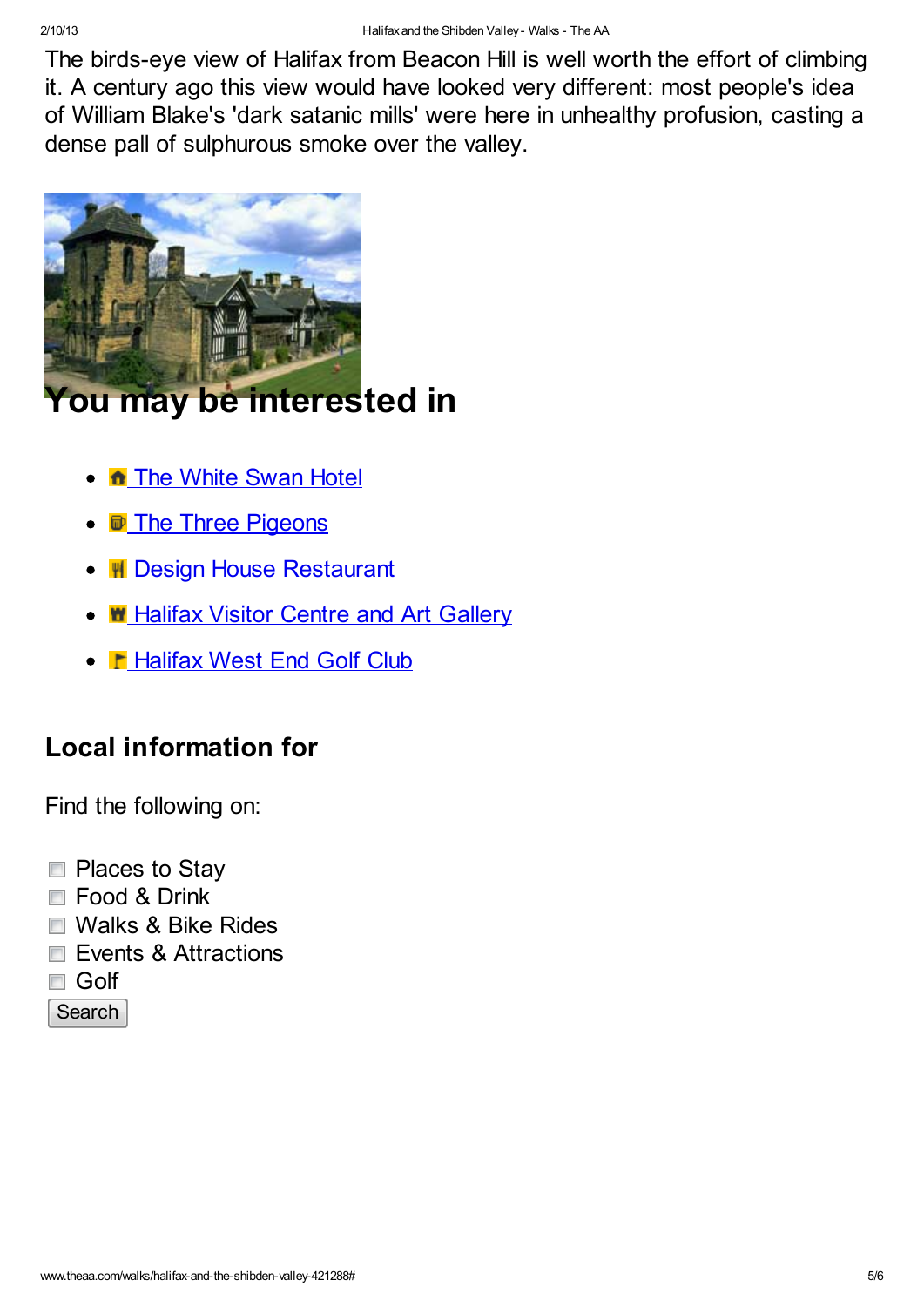The birds-eye view of Halifax from Beacon Hill is well worth the effort of climbing it. A century ago this view would have looked very different: most people's idea of William Blake's 'dark satanic mills' were here in unhealthy profusion, casting a dense pall of sulphurous smoke over the valley.

# You may be interested in

- The White Swan Hotel
- The Three Pigeons
- Design House Restaurant
- Halifax Visitor Centre and Art Gallery
- Halifax West End Golf Club

## Local information for

Find the following on:

- [ ] Places to Stay
- [ ] Food & Drink
- [ ] Walks & Bike Rides
- [ ] Events & Attractions
- [ ] Golf

Search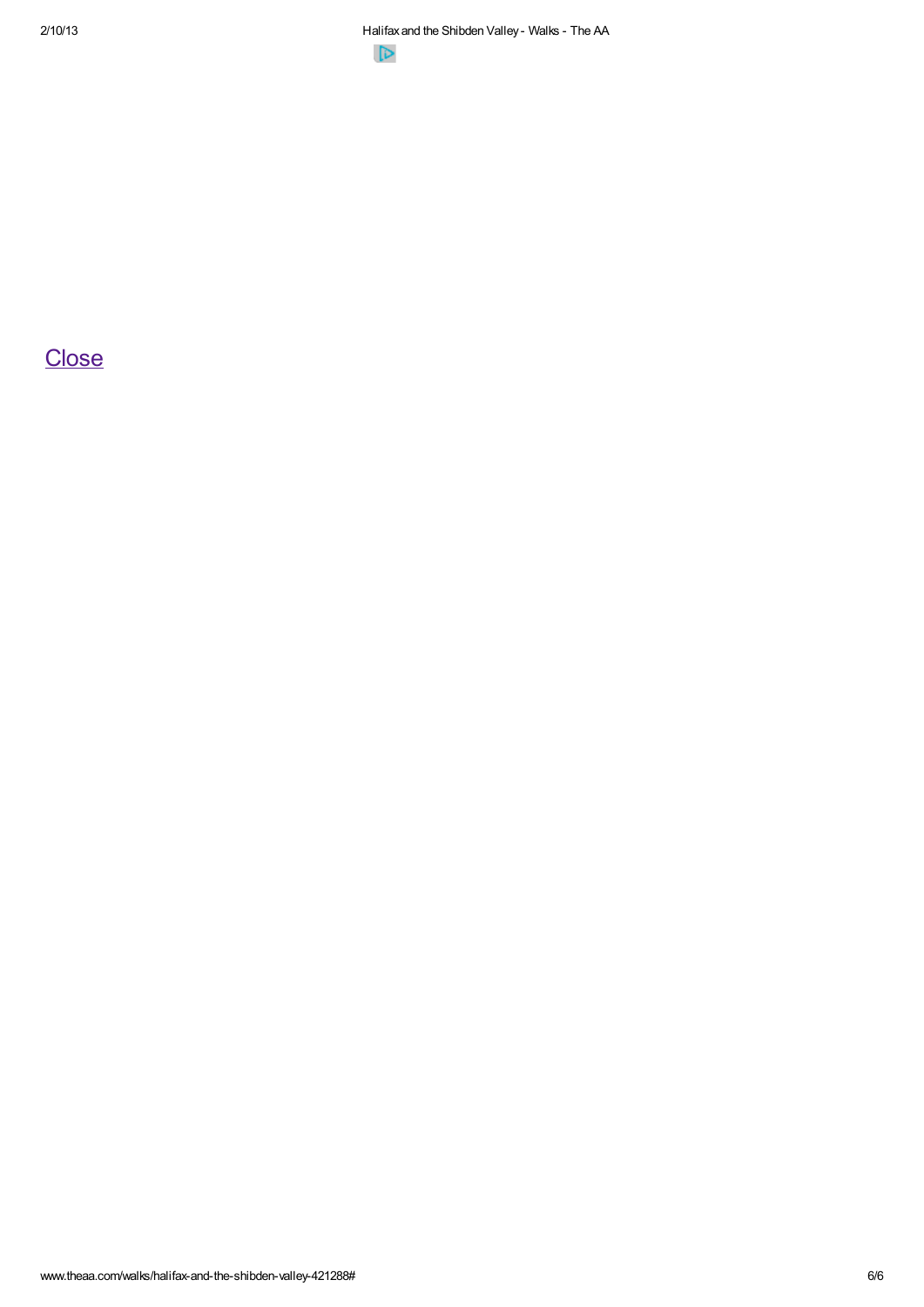Close